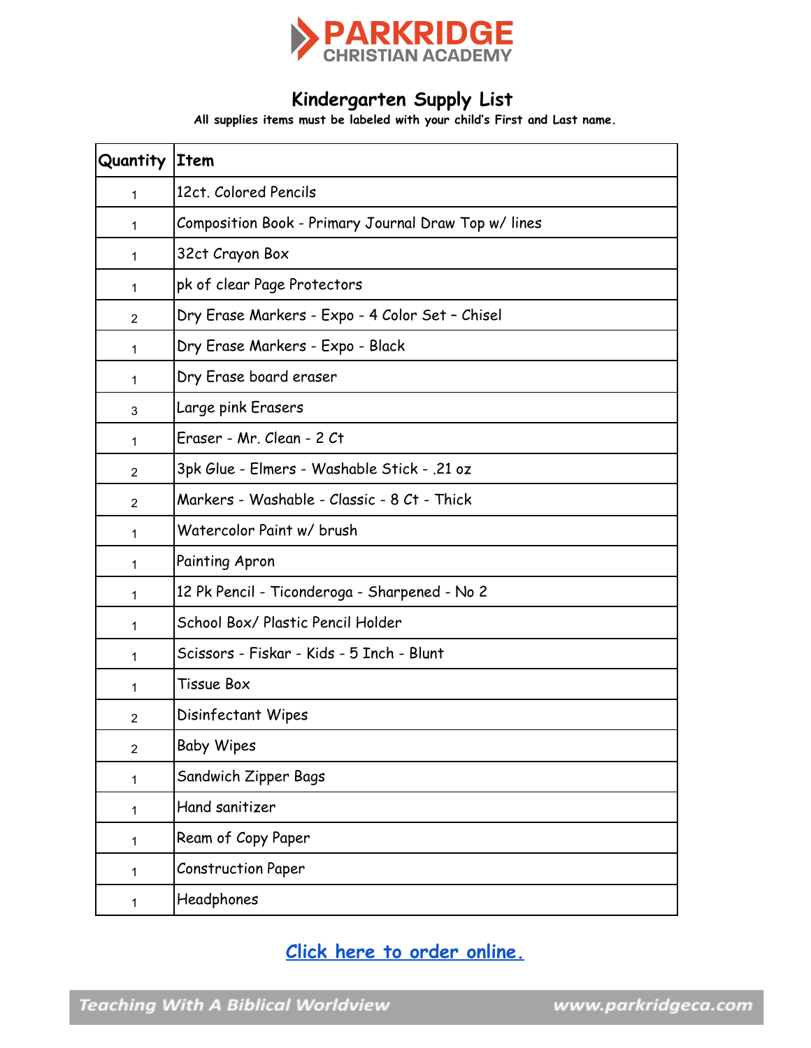PARKRIDGE CHRISTIAN ACADEMY

# Kindergarten Supply List

**All supplies items must be labeled with your child's First and Last name.**

| Quantity | Item |
|---|---|
| 1 | 12ct. Colored Pencils |
| 1 | Composition Book - Primary Journal Draw Top w/ lines |
| 1 | 32ct Crayon Box |
| 1 | pk of clear Page Protectors |
| 2 | Dry Erase Markers - Expo - 4 Color Set – Chisel |
| 1 | Dry Erase Markers - Expo - Black |
| 1 | Dry Erase board eraser |
| 3 | Large pink Erasers |
| 1 | Eraser - Mr. Clean - 2 Ct |
| 2 | 3pk Glue - Elmers - Washable Stick - .21 oz |
| 2 | Markers - Washable - Classic - 8 Ct - Thick |
| 1 | Watercolor Paint w/ brush |
| 1 | Painting Apron |
| 1 | 12 Pk Pencil - Ticonderoga - Sharpened - No 2 |
| 1 | School Box/ Plastic Pencil Holder |
| 1 | Scissors - Fiskar - Kids - 5 Inch - Blunt |
| 1 | Tissue Box |
| 2 | Disinfectant Wipes |
| 2 | Baby Wipes |
| 1 | Sandwich Zipper Bags |
| 1 | Hand sanitizer |
| 1 | Ream of Copy Paper |
| 1 | Construction Paper |
| 1 | Headphones |

**Click here to order online.**

*Teaching With A Biblical Worldview* www.parkridgeca.com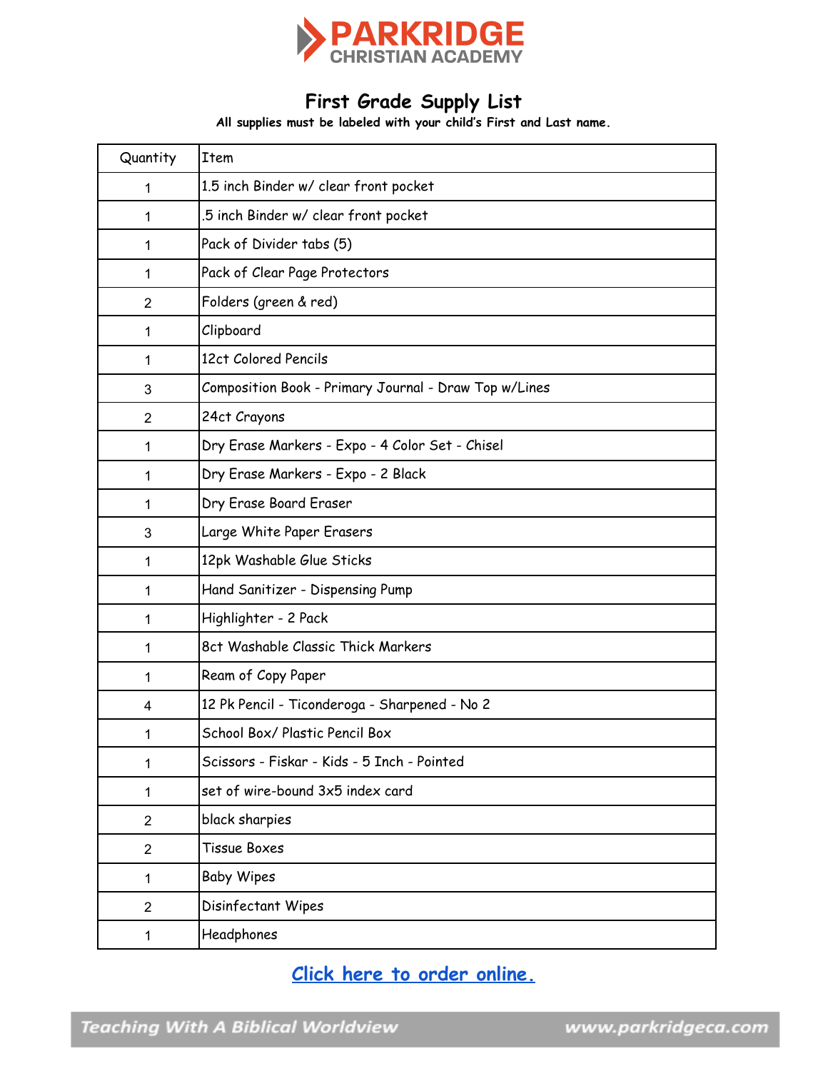PARKRIDGE
CHRISTIAN ACADEMY

# First Grade Supply List

**All supplies must be labeled with your child's First and Last name.**

| Quantity | Item |
|---|---|
| 1 | 1.5 inch Binder w/ clear front pocket |
| 1 | .5 inch Binder w/ clear front pocket |
| 1 | Pack of Divider tabs (5) |
| 1 | Pack of Clear Page Protectors |
| 2 | Folders (green & red) |
| 1 | Clipboard |
| 1 | 12ct Colored Pencils |
| 3 | Composition Book - Primary Journal - Draw Top w/Lines |
| 2 | 24ct Crayons |
| 1 | Dry Erase Markers - Expo - 4 Color Set - Chisel |
| 1 | Dry Erase Markers - Expo - 2 Black |
| 1 | Dry Erase Board Eraser |
| 3 | Large White Paper Erasers |
| 1 | 12pk Washable Glue Sticks |
| 1 | Hand Sanitizer - Dispensing Pump |
| 1 | Highlighter - 2 Pack |
| 1 | 8ct Washable Classic Thick Markers |
| 1 | Ream of Copy Paper |
| 4 | 12 Pk Pencil - Ticonderoga - Sharpened - No 2 |
| 1 | School Box/ Plastic Pencil Box |
| 1 | Scissors - Fiskar - Kids - 5 Inch - Pointed |
| 1 | set of wire-bound 3x5 index card |
| 2 | black sharpies |
| 2 | Tissue Boxes |
| 1 | Baby Wipes |
| 2 | Disinfectant Wipes |
| 1 | Headphones |

**Click here to order online.**

*Teaching With A Biblical Worldview* www.parkridgeca.com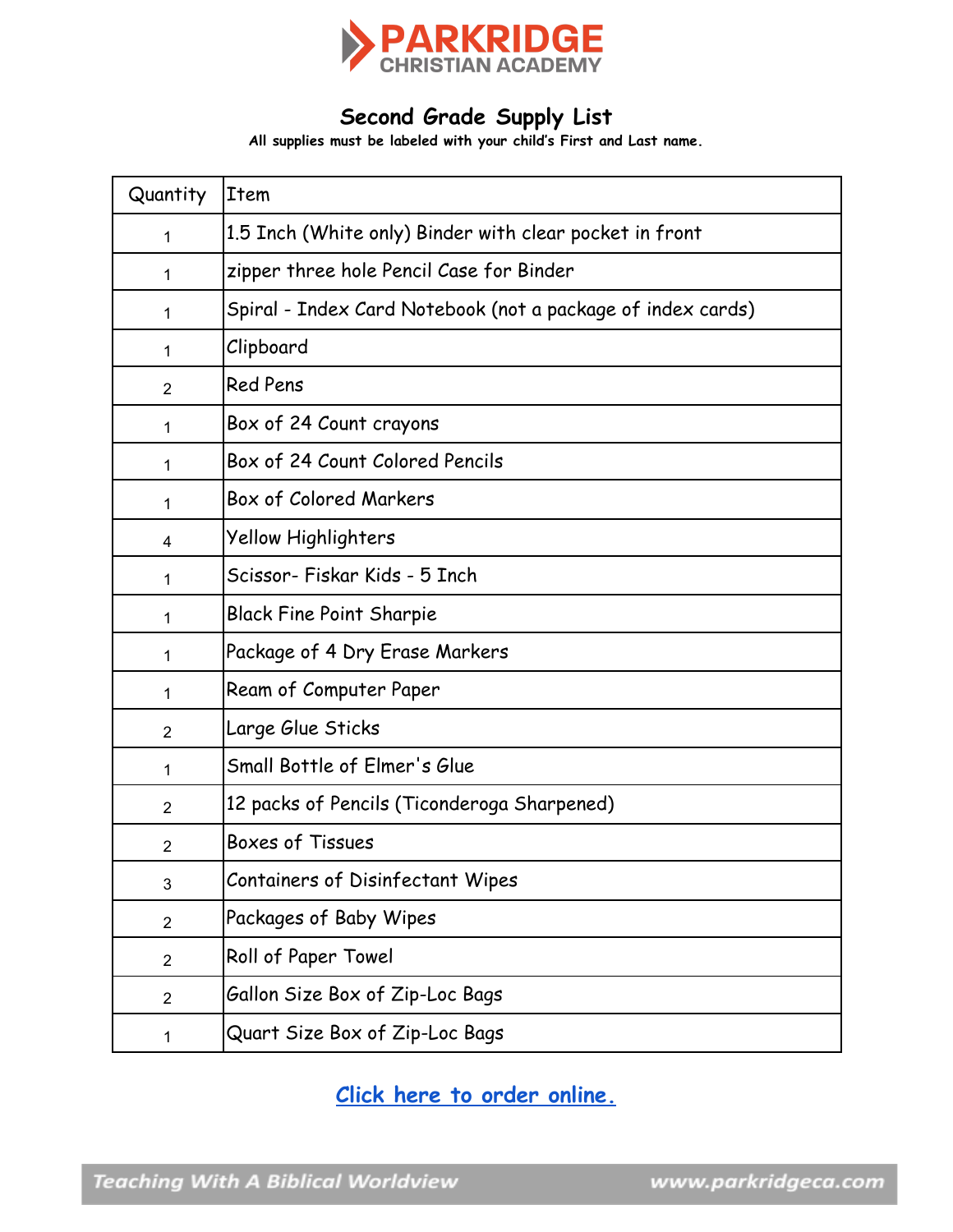PARKRIDGE
CHRISTIAN ACADEMY

# Second Grade Supply List

**All supplies must be labeled with your child's First and Last name.**

| Quantity | Item |
|---|---|
| 1 | 1.5 Inch (White only) Binder with clear pocket in front |
| 1 | zipper three hole Pencil Case for Binder |
| 1 | Spiral - Index Card Notebook (not a package of index cards) |
| 1 | Clipboard |
| 2 | Red Pens |
| 1 | Box of 24 Count crayons |
| 1 | Box of 24 Count Colored Pencils |
| 1 | Box of Colored Markers |
| 4 | Yellow Highlighters |
| 1 | Scissor- Fiskar Kids - 5 Inch |
| 1 | Black Fine Point Sharpie |
| 1 | Package of 4 Dry Erase Markers |
| 1 | Ream of Computer Paper |
| 2 | Large Glue Sticks |
| 1 | Small Bottle of Elmer's Glue |
| 2 | 12 packs of Pencils (Ticonderoga Sharpened) |
| 2 | Boxes of Tissues |
| 3 | Containers of Disinfectant Wipes |
| 2 | Packages of Baby Wipes |
| 2 | Roll of Paper Towel |
| 2 | Gallon Size Box of Zip-Loc Bags |
| 1 | Quart Size Box of Zip-Loc Bags |

**Click here to order online.**

Teaching With A Biblical Worldview — www.parkridgeca.com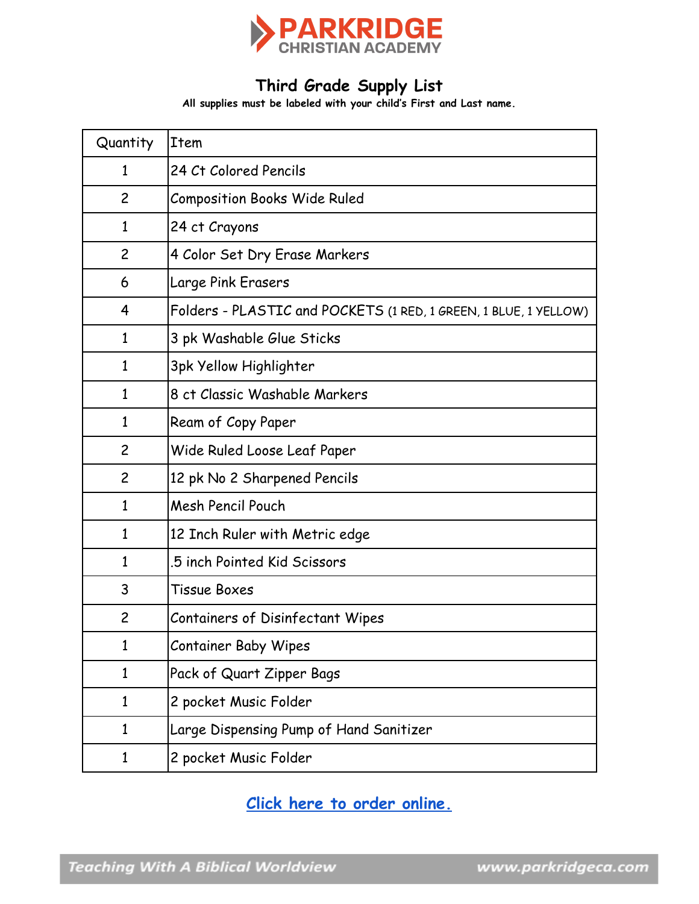# PARKRIDGE CHRISTIAN ACADEMY

## Third Grade Supply List

**All supplies must be labeled with your child's First and Last name.**

| Quantity | Item |
|---|---|
| 1 | 24 Ct Colored Pencils |
| 2 | Composition Books Wide Ruled |
| 1 | 24 ct Crayons |
| 2 | 4 Color Set Dry Erase Markers |
| 6 | Large Pink Erasers |
| 4 | Folders - PLASTIC and POCKETS (1 RED, 1 GREEN, 1 BLUE, 1 YELLOW) |
| 1 | 3 pk Washable Glue Sticks |
| 1 | 3pk Yellow Highlighter |
| 1 | 8 ct Classic Washable Markers |
| 1 | Ream of Copy Paper |
| 2 | Wide Ruled Loose Leaf Paper |
| 2 | 12 pk No 2 Sharpened Pencils |
| 1 | Mesh Pencil Pouch |
| 1 | 12 Inch Ruler with Metric edge |
| 1 | .5 inch Pointed Kid Scissors |
| 3 | Tissue Boxes |
| 2 | Containers of Disinfectant Wipes |
| 1 | Container Baby Wipes |
| 1 | Pack of Quart Zipper Bags |
| 1 | 2 pocket Music Folder |
| 1 | Large Dispensing Pump of Hand Sanitizer |
| 1 | 2 pocket Music Folder |

**Click here to order online.**

*Teaching With A Biblical Worldview* www.parkridgeca.com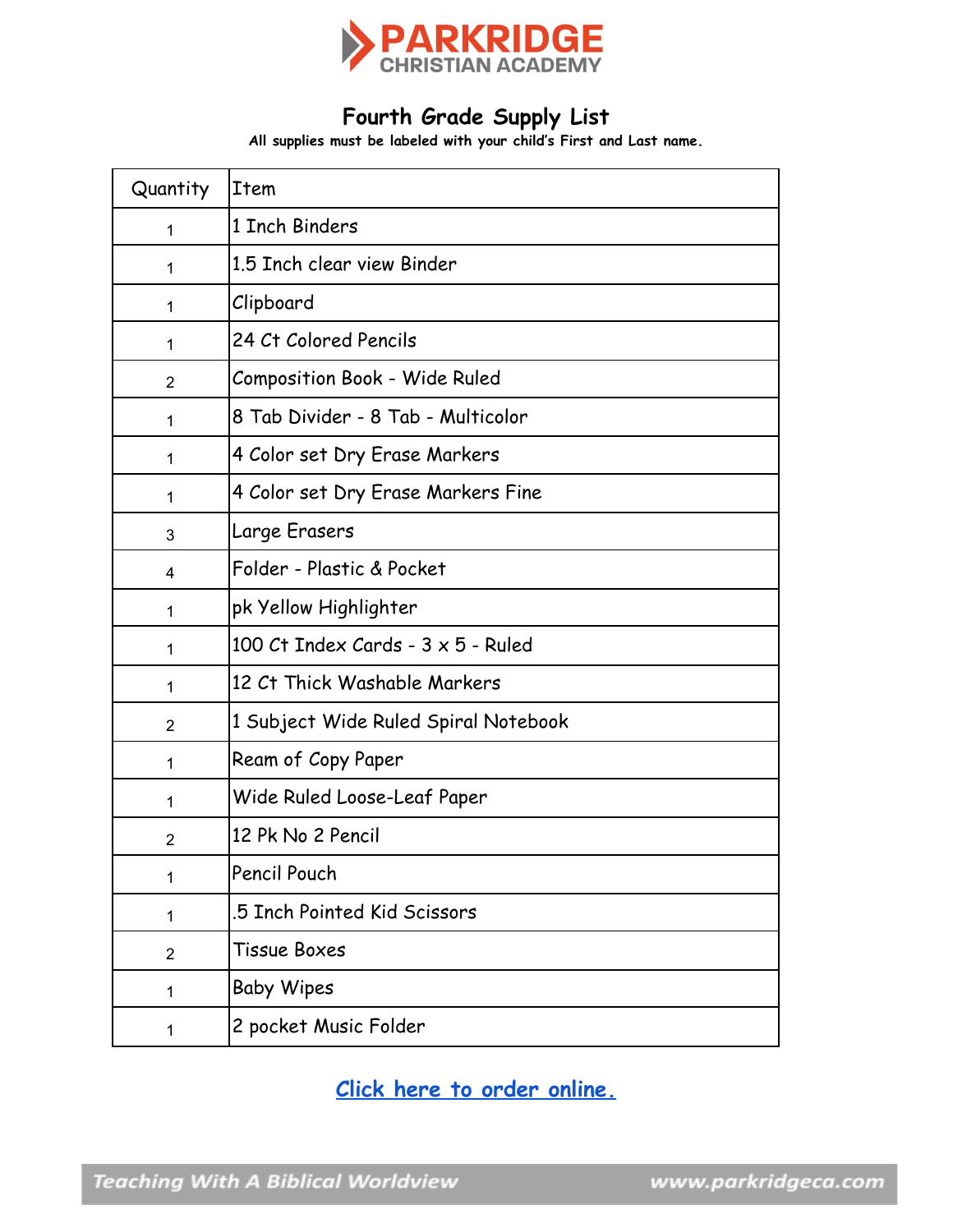# PARKRIDGE CHRISTIAN ACADEMY

## Fourth Grade Supply List

**All supplies must be labeled with your child's First and Last name.**

| Quantity | Item |
|---|---|
| 1 | 1 Inch Binders |
| 1 | 1.5 Inch clear view Binder |
| 1 | Clipboard |
| 1 | 24 Ct Colored Pencils |
| 2 | Composition Book - Wide Ruled |
| 1 | 8 Tab Divider - 8 Tab - Multicolor |
| 1 | 4 Color set Dry Erase Markers |
| 1 | 4 Color set Dry Erase Markers Fine |
| 3 | Large Erasers |
| 4 | Folder - Plastic & Pocket |
| 1 | pk Yellow Highlighter |
| 1 | 100 Ct Index Cards - 3 x 5 - Ruled |
| 1 | 12 Ct Thick Washable Markers |
| 2 | 1 Subject Wide Ruled Spiral Notebook |
| 1 | Ream of Copy Paper |
| 1 | Wide Ruled Loose-Leaf Paper |
| 2 | 12 Pk No 2 Pencil |
| 1 | Pencil Pouch |
| 1 | .5 Inch Pointed Kid Scissors |
| 2 | Tissue Boxes |
| 1 | Baby Wipes |
| 1 | 2 pocket Music Folder |

**Click here to order online.**

*Teaching With A Biblical Worldview* www.parkridgeca.com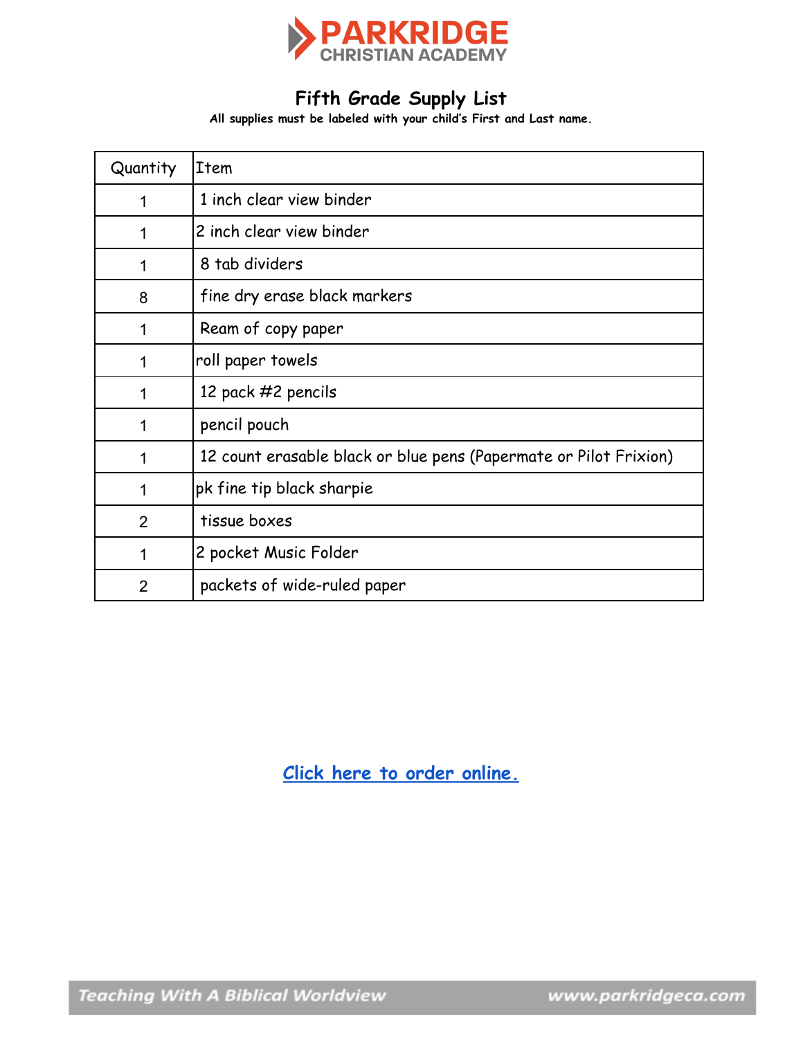PARKRIDGE CHRISTIAN ACADEMY

## Fifth Grade Supply List

**All supplies must be labeled with your child's First and Last name.**

| Quantity | Item |
|---|---|
| 1 | 1 inch clear view binder |
| 1 | 2 inch clear view binder |
| 1 | 8 tab dividers |
| 8 | fine dry erase black markers |
| 1 | Ream of copy paper |
| 1 | roll paper towels |
| 1 | 12 pack #2 pencils |
| 1 | pencil pouch |
| 1 | 12 count erasable black or blue pens (Papermate or Pilot Frixion) |
| 1 | pk fine tip black sharpie |
| 2 | tissue boxes |
| 1 | 2 pocket Music Folder |
| 2 | packets of wide-ruled paper |

**Click here to order online.**

*Teaching With A Biblical Worldview* www.parkridgeca.com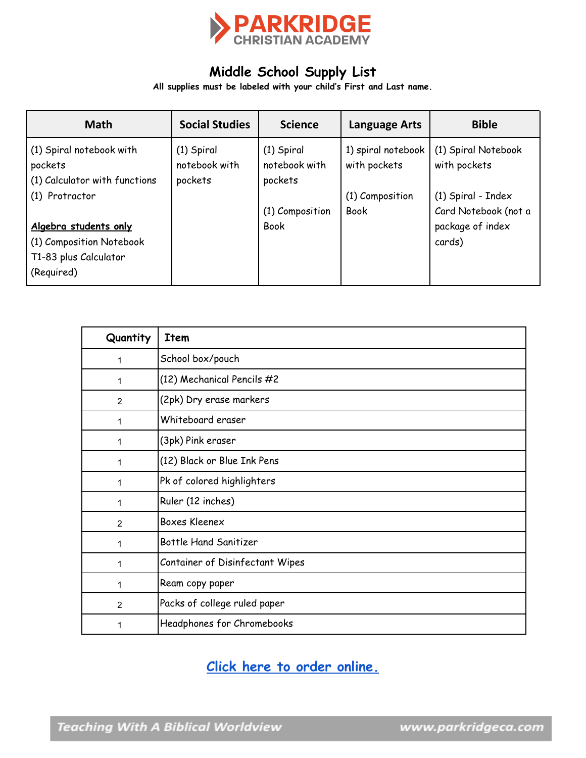PARKRIDGE
CHRISTIAN ACADEMY

# Middle School Supply List

**All supplies must be labeled with your child's First and Last name.**

| Math | Social Studies | Science | Language Arts | Bible |
|---|---|---|---|---|
| (1) Spiral notebook with pockets<br>(1) Calculator with functions<br>(1) Protractor<br><br>**<u>Algebra students only</u>**<br>(1) Composition Notebook<br>T1-83 plus Calculator (Required) | (1) Spiral notebook with pockets | (1) Spiral notebook with pockets<br><br>(1) Composition Book | 1) spiral notebook with pockets<br><br>(1) Composition Book | (1) Spiral Notebook with pockets<br><br>(1) Spiral - Index Card Notebook (not a package of index cards) |

| Quantity | Item |
|---|---|
| 1 | School box/pouch |
| 1 | (12) Mechanical Pencils #2 |
| 2 | (2pk) Dry erase markers |
| 1 | Whiteboard eraser |
| 1 | (3pk) Pink eraser |
| 1 | (12) Black or Blue Ink Pens |
| 1 | Pk of colored highlighters |
| 1 | Ruler (12 inches) |
| 2 | Boxes Kleenex |
| 1 | Bottle Hand Sanitizer |
| 1 | Container of Disinfectant Wipes |
| 1 | Ream copy paper |
| 2 | Packs of college ruled paper |
| 1 | Headphones for Chromebooks |

**Click here to order online.**

*Teaching With A Biblical Worldview* www.parkridgeca.com